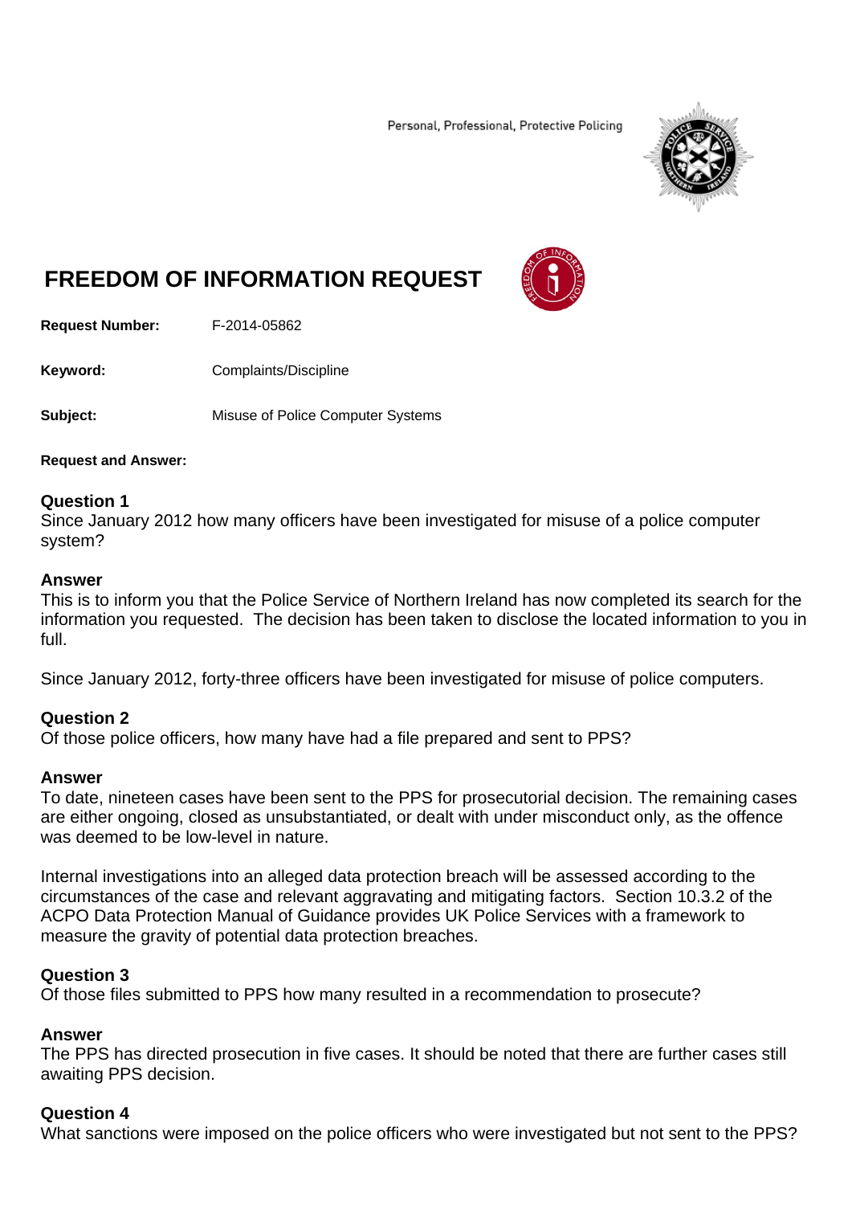Personal, Professional, Protective Policing

# FREEDOM OF INFORMATION REQUEST

**Request Number:** F-2014-05862

**Keyword:** Complaints/Discipline

**Subject:** Misuse of Police Computer Systems

**Request and Answer:**

### Question 1
Since January 2012 how many officers have been investigated for misuse of a police computer system?

### Answer
This is to inform you that the Police Service of Northern Ireland has now completed its search for the information you requested. The decision has been taken to disclose the located information to you in full.

Since January 2012, forty-three officers have been investigated for misuse of police computers.

### Question 2
Of those police officers, how many have had a file prepared and sent to PPS?

### Answer
To date, nineteen cases have been sent to the PPS for prosecutorial decision. The remaining cases are either ongoing, closed as unsubstantiated, or dealt with under misconduct only, as the offence was deemed to be low-level in nature.

Internal investigations into an alleged data protection breach will be assessed according to the circumstances of the case and relevant aggravating and mitigating factors. Section 10.3.2 of the ACPO Data Protection Manual of Guidance provides UK Police Services with a framework to measure the gravity of potential data protection breaches.

### Question 3
Of those files submitted to PPS how many resulted in a recommendation to prosecute?

### Answer
The PPS has directed prosecution in five cases. It should be noted that there are further cases still awaiting PPS decision.

### Question 4
What sanctions were imposed on the police officers who were investigated but not sent to the PPS?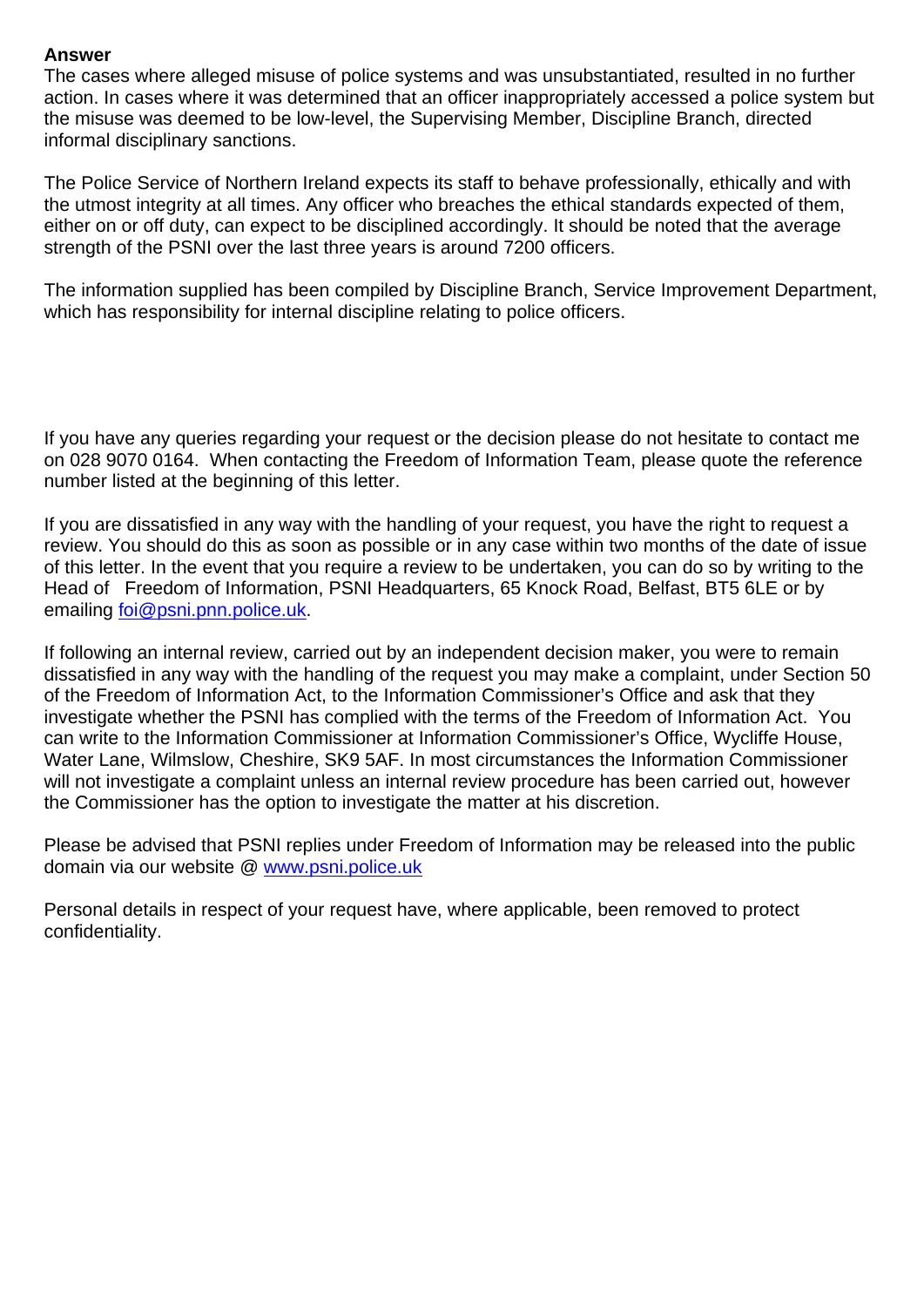**Answer**

The cases where alleged misuse of police systems and was unsubstantiated, resulted in no further action. In cases where it was determined that an officer inappropriately accessed a police system but the misuse was deemed to be low-level, the Supervising Member, Discipline Branch, directed informal disciplinary sanctions.

The Police Service of Northern Ireland expects its staff to behave professionally, ethically and with the utmost integrity at all times. Any officer who breaches the ethical standards expected of them, either on or off duty, can expect to be disciplined accordingly. It should be noted that the average strength of the PSNI over the last three years is around 7200 officers.

The information supplied has been compiled by Discipline Branch, Service Improvement Department, which has responsibility for internal discipline relating to police officers.

If you have any queries regarding your request or the decision please do not hesitate to contact me on 028 9070 0164. When contacting the Freedom of Information Team, please quote the reference number listed at the beginning of this letter.

If you are dissatisfied in any way with the handling of your request, you have the right to request a review. You should do this as soon as possible or in any case within two months of the date of issue of this letter. In the event that you require a review to be undertaken, you can do so by writing to the Head of Freedom of Information, PSNI Headquarters, 65 Knock Road, Belfast, BT5 6LE or by emailing [foi@psni.pnn.police.uk](mailto:foi@psni.pnn.police.uk).

If following an internal review, carried out by an independent decision maker, you were to remain dissatisfied in any way with the handling of the request you may make a complaint, under Section 50 of the Freedom of Information Act, to the Information Commissioner's Office and ask that they investigate whether the PSNI has complied with the terms of the Freedom of Information Act. You can write to the Information Commissioner at Information Commissioner's Office, Wycliffe House, Water Lane, Wilmslow, Cheshire, SK9 5AF. In most circumstances the Information Commissioner will not investigate a complaint unless an internal review procedure has been carried out, however the Commissioner has the option to investigate the matter at his discretion.

Please be advised that PSNI replies under Freedom of Information may be released into the public domain via our website @ [www.psni.police.uk](http://www.psni.police.uk)

Personal details in respect of your request have, where applicable, been removed to protect confidentiality.